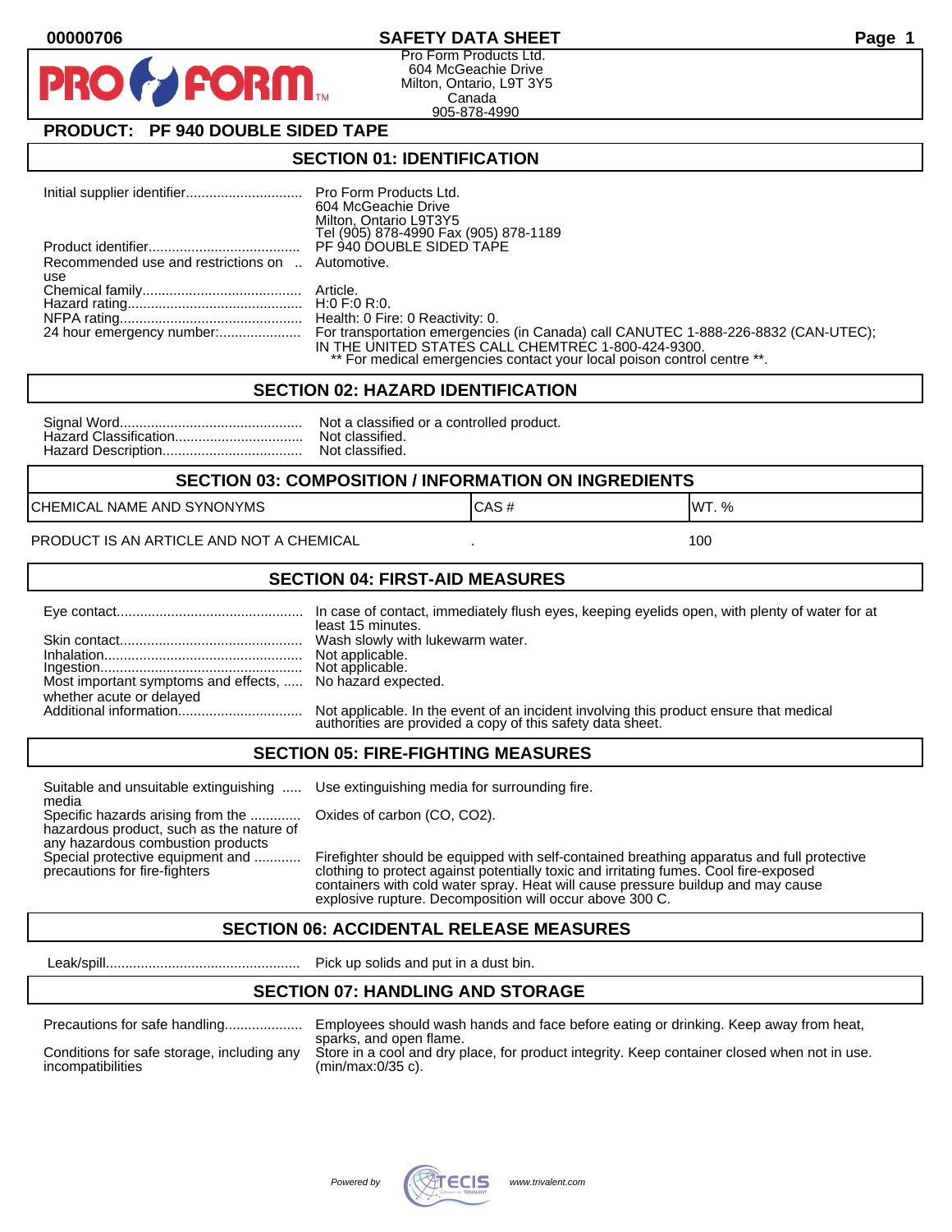00000706 **SAFETY DATA SHEET**

PRO FORM

Pro Form Products Ltd.
604 McGeachie Drive
Milton, Ontario, L9T 3Y5
Canada
905-878-4990

## PRODUCT: PF 940 DOUBLE SIDED TAPE

## SECTION 01: IDENTIFICATION

| | |
|---|---|
| Initial supplier identifier | Pro Form Products Ltd.<br>604 McGeachie Drive<br>Milton, Ontario L9T3Y5<br>Tel (905) 878-4990 Fax (905) 878-1189 |
| Product identifier | PF 940 DOUBLE SIDED TAPE |
| Recommended use and restrictions on use | Automotive. |
| Chemical family | Article. |
| Hazard rating | H:0 F:0 R:0. |
| NFPA rating | Health: 0 Fire: 0 Reactivity: 0. |
| 24 hour emergency number: | For transportation emergencies (in Canada) call CANUTEC 1-888-226-8832 (CAN-UTEC); IN THE UNITED STATES CALL CHEMTREC 1-800-424-9300.<br>** For medical emergencies contact your local poison control centre **. |

## SECTION 02: HAZARD IDENTIFICATION

| | |
|---|---|
| Signal Word | Not a classified or a controlled product. |
| Hazard Classification | Not classified. |
| Hazard Description | Not classified. |

## SECTION 03: COMPOSITION / INFORMATION ON INGREDIENTS

| CHEMICAL NAME AND SYNONYMS | CAS # | WT. % |
|---|---|---|
| PRODUCT IS AN ARTICLE AND NOT A CHEMICAL | . | 100 |

## SECTION 04: FIRST-AID MEASURES

| | |
|---|---|
| Eye contact | In case of contact, immediately flush eyes, keeping eyelids open, with plenty of water for at least 15 minutes. |
| Skin contact | Wash slowly with lukewarm water. |
| Inhalation | Not applicable. |
| Ingestion | Not applicable. |
| Most important symptoms and effects, whether acute or delayed | No hazard expected. |
| Additional information | Not applicable. In the event of an incident involving this product ensure that medical authorities are provided a copy of this safety data sheet. |

## SECTION 05: FIRE-FIGHTING MEASURES

| | |
|---|---|
| Suitable and unsuitable extinguishing media | Use extinguishing media for surrounding fire. |
| Specific hazards arising from the hazardous product, such as the nature of any hazardous combustion products | Oxides of carbon (CO, CO2). |
| Special protective equipment and precautions for fire-fighters | Firefighter should be equipped with self-contained breathing apparatus and full protective clothing to protect against potentially toxic and irritating fumes. Cool fire-exposed containers with cold water spray. Heat will cause pressure buildup and may cause explosive rupture. Decomposition will occur above 300 C. |

## SECTION 06: ACCIDENTAL RELEASE MEASURES

| | |
|---|---|
| Leak/spill | Pick up solids and put in a dust bin. |

## SECTION 07: HANDLING AND STORAGE

| | |
|---|---|
| Precautions for safe handling | Employees should wash hands and face before eating or drinking. Keep away from heat, sparks, and open flame. |
| Conditions for safe storage, including any incompatibilities | Store in a cool and dry place, for product integrity. Keep container closed when not in use. (min/max:0/35 c). |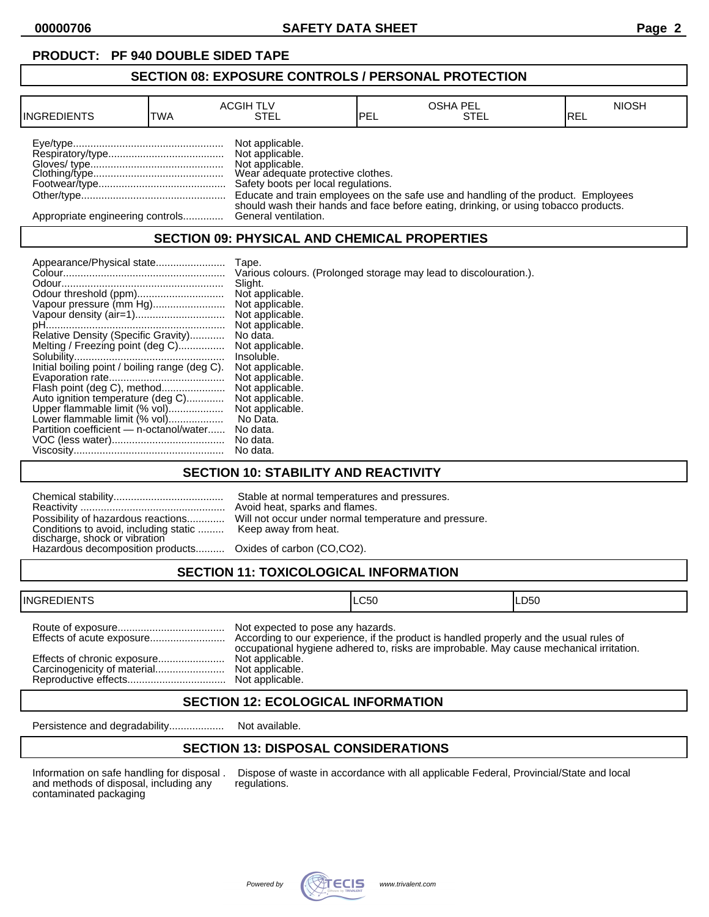**PRODUCT: PF 940 DOUBLE SIDED TAPE**

## SECTION 08: EXPOSURE CONTROLS / PERSONAL PROTECTION

| INGREDIENTS | ACGIH TLV TWA | ACGIH TLV STEL | OSHA PEL PEL | OSHA PEL STEL | NIOSH REL |
|---|---|---|---|---|---|

Eye/type.................................................... Not applicable.
Respiratory/type........................................ Not applicable.
Gloves/ type.............................................. Not applicable.
Clothing/type............................................. Wear adequate protective clothes.
Footwear/type............................................ Safety boots per local regulations.
Other/type.................................................. Educate and train employees on the safe use and handling of the product. Employees should wash their hands and face before eating, drinking, or using tobacco products.
Appropriate engineering controls.............. General ventilation.

## SECTION 09: PHYSICAL AND CHEMICAL PROPERTIES

Appearance/Physical state........................ Tape.
Colour........................................................ Various colours. (Prolonged storage may lead to discolouration.).
Odour......................................................... Slight.
Odour threshold (ppm)............................... Not applicable.
Vapour pressure (mm Hg).......................... Not applicable.
Vapour density (air=1)................................ Not applicable.
pH.............................................................. Not applicable.
Relative Density (Specific Gravity)............ No data.
Melting / Freezing point (deg C)................ Not applicable.
Solubility.................................................... Insoluble.
Initial boiling point / boiling range (deg C). Not applicable.
Evaporation rate........................................ Not applicable.
Flash point (deg C), method...................... Not applicable.
Auto ignition temperature (deg C)............. Not applicable.
Upper flammable limit (% vol)................... Not applicable.
Lower flammable limit (% vol)................... No Data.
Partition coefficient — n-octanol/water...... No data.
VOC (less water)....................................... No data.
Viscosity.................................................... No data.

## SECTION 10: STABILITY AND REACTIVITY

Chemical stability...................................... Stable at normal temperatures and pressures.
Reactivity .................................................. Avoid heat, sparks and flames.
Possibility of hazardous reactions............. Will not occur under normal temperature and pressure.
Conditions to avoid, including static discharge, shock or vibration ......... Keep away from heat.
Hazardous decomposition products.......... Oxides of carbon (CO,CO2).

## SECTION 11: TOXICOLOGICAL INFORMATION

| INGREDIENTS | LC50 | LD50 |
|---|---|---|

Route of exposure..................................... Not expected to pose any hazards.
Effects of acute exposure.......................... According to our experience, if the product is handled properly and the usual rules of occupational hygiene adhered to, risks are improbable. May cause mechanical irritation.
Effects of chronic exposure....................... Not applicable.
Carcinogenicity of material........................ Not applicable.
Reproductive effects.................................. Not applicable.

## SECTION 12: ECOLOGICAL INFORMATION

Persistence and degradability................... Not available.

## SECTION 13: DISPOSAL CONSIDERATIONS

Information on safe handling for disposal and methods of disposal, including any contaminated packaging . Dispose of waste in accordance with all applicable Federal, Provincial/State and local regulations.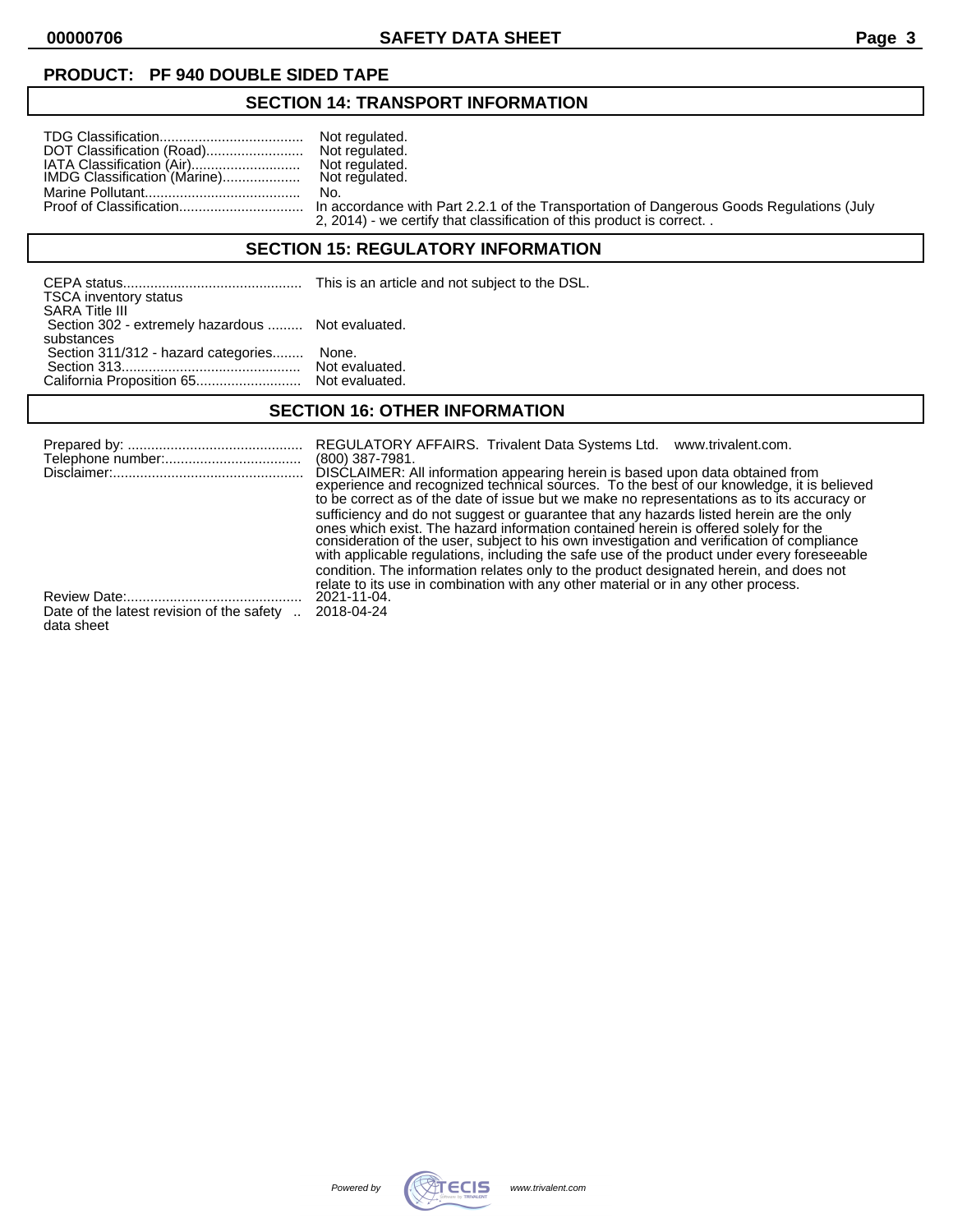**PRODUCT: PF 940 DOUBLE SIDED TAPE**

## SECTION 14: TRANSPORT INFORMATION

| | |
|---|---|
| TDG Classification | Not regulated. |
| DOT Classification (Road) | Not regulated. |
| IATA Classification (Air) | Not regulated. |
| IMDG Classification (Marine) | Not regulated. |
| Marine Pollutant | No. |
| Proof of Classification | In accordance with Part 2.2.1 of the Transportation of Dangerous Goods Regulations (July 2, 2014) - we certify that classification of this product is correct. . |

## SECTION 15: REGULATORY INFORMATION

| | |
|---|---|
| CEPA status | This is an article and not subject to the DSL. |
| TSCA inventory status | |
| SARA Title III | |
| Section 302 - extremely hazardous substances | Not evaluated. |
| Section 311/312 - hazard categories | None. |
| Section 313 | Not evaluated. |
| California Proposition 65 | Not evaluated. |

## SECTION 16: OTHER INFORMATION

| | |
|---|---|
| Prepared by: | REGULATORY AFFAIRS. Trivalent Data Systems Ltd. www.trivalent.com. |
| Telephone number: | (800) 387-7981. |
| Disclaimer: | DISCLAIMER: All information appearing herein is based upon data obtained from experience and recognized technical sources. To the best of our knowledge, it is believed to be correct as of the date of issue but we make no representations as to its accuracy or sufficiency and do not suggest or guarantee that any hazards listed herein are the only ones which exist. The hazard information contained herein is offered solely for the consideration of the user, subject to his own investigation and verification of compliance with applicable regulations, including the safe use of the product under every foreseeable condition. The information relates only to the product designated herein, and does not relate to its use in combination with any other material or in any other process. |
| Review Date: | 2021-11-04. |
| Date of the latest revision of the safety data sheet | 2018-04-24 |